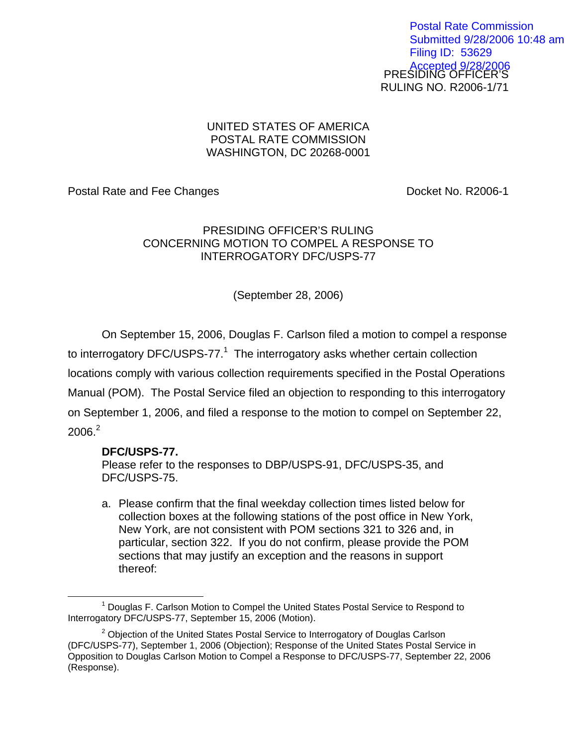Postal Rate Commission
Submitted 9/28/2006 10:48 am
Filing ID: 53629
Accepted 9/28/2006

PRESIDING OFFICER'S
RULING NO. R2006-1/71

UNITED STATES OF AMERICA
POSTAL RATE COMMISSION
WASHINGTON, DC 20268-0001

Postal Rate and Fee Changes Docket No. R2006-1

PRESIDING OFFICER'S RULING
CONCERNING MOTION TO COMPEL A RESPONSE TO
INTERROGATORY DFC/USPS-77

(September 28, 2006)

On September 15, 2006, Douglas F. Carlson filed a motion to compel a response to interrogatory DFC/USPS-77.[1] The interrogatory asks whether certain collection locations comply with various collection requirements specified in the Postal Operations Manual (POM). The Postal Service filed an objection to responding to this interrogatory on September 1, 2006, and filed a response to the motion to compel on September 22, 2006.[2]

**DFC/USPS-77.**
Please refer to the responses to DBP/USPS-91, DFC/USPS-35, and DFC/USPS-75.

a. Please confirm that the final weekday collection times listed below for collection boxes at the following stations of the post office in New York, New York, are not consistent with POM sections 321 to 326 and, in particular, section 322. If you do not confirm, please provide the POM sections that may justify an exception and the reasons in support thereof:

[1] Douglas F. Carlson Motion to Compel the United States Postal Service to Respond to Interrogatory DFC/USPS-77, September 15, 2006 (Motion).

[2] Objection of the United States Postal Service to Interrogatory of Douglas Carlson (DFC/USPS-77), September 1, 2006 (Objection); Response of the United States Postal Service in Opposition to Douglas Carlson Motion to Compel a Response to DFC/USPS-77, September 22, 2006 (Response).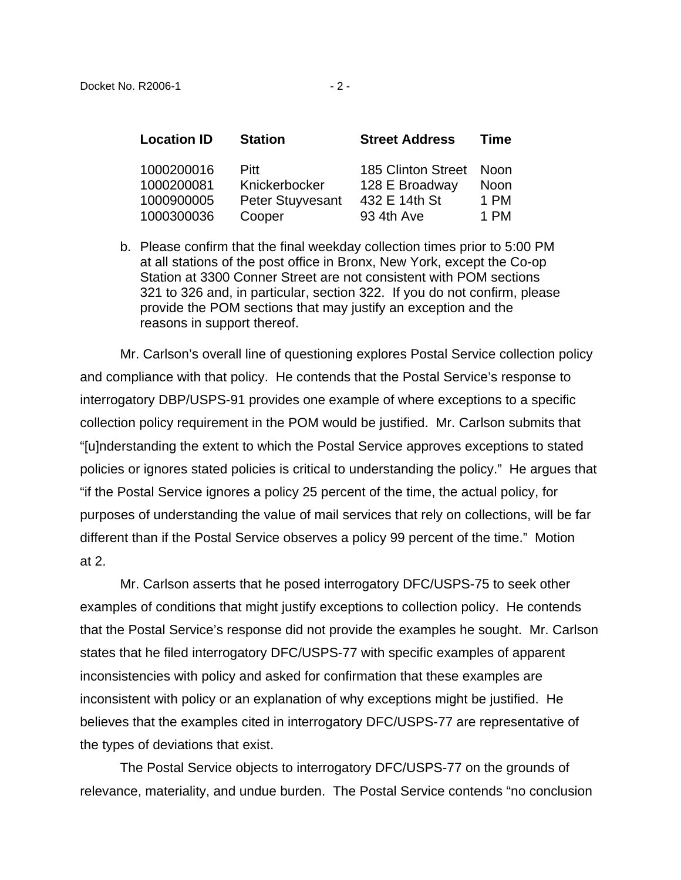| Location ID | Station | Street Address | Time |
|---|---|---|---|
| 1000200016 | Pitt | 185 Clinton Street | Noon |
| 1000200081 | Knickerbocker | 128 E Broadway | Noon |
| 1000900005 | Peter Stuyvesant | 432 E 14th St | 1 PM |
| 1000300036 | Cooper | 93 4th Ave | 1 PM |

b. Please confirm that the final weekday collection times prior to 5:00 PM at all stations of the post office in Bronx, New York, except the Co-op Station at 3300 Conner Street are not consistent with POM sections 321 to 326 and, in particular, section 322. If you do not confirm, please provide the POM sections that may justify an exception and the reasons in support thereof.

Mr. Carlson's overall line of questioning explores Postal Service collection policy and compliance with that policy. He contends that the Postal Service's response to interrogatory DBP/USPS-91 provides one example of where exceptions to a specific collection policy requirement in the POM would be justified. Mr. Carlson submits that "[u]nderstanding the extent to which the Postal Service approves exceptions to stated policies or ignores stated policies is critical to understanding the policy." He argues that "if the Postal Service ignores a policy 25 percent of the time, the actual policy, for purposes of understanding the value of mail services that rely on collections, will be far different than if the Postal Service observes a policy 99 percent of the time." Motion at 2.

Mr. Carlson asserts that he posed interrogatory DFC/USPS-75 to seek other examples of conditions that might justify exceptions to collection policy. He contends that the Postal Service's response did not provide the examples he sought. Mr. Carlson states that he filed interrogatory DFC/USPS-77 with specific examples of apparent inconsistencies with policy and asked for confirmation that these examples are inconsistent with policy or an explanation of why exceptions might be justified. He believes that the examples cited in interrogatory DFC/USPS-77 are representative of the types of deviations that exist.

The Postal Service objects to interrogatory DFC/USPS-77 on the grounds of relevance, materiality, and undue burden. The Postal Service contends "no conclusion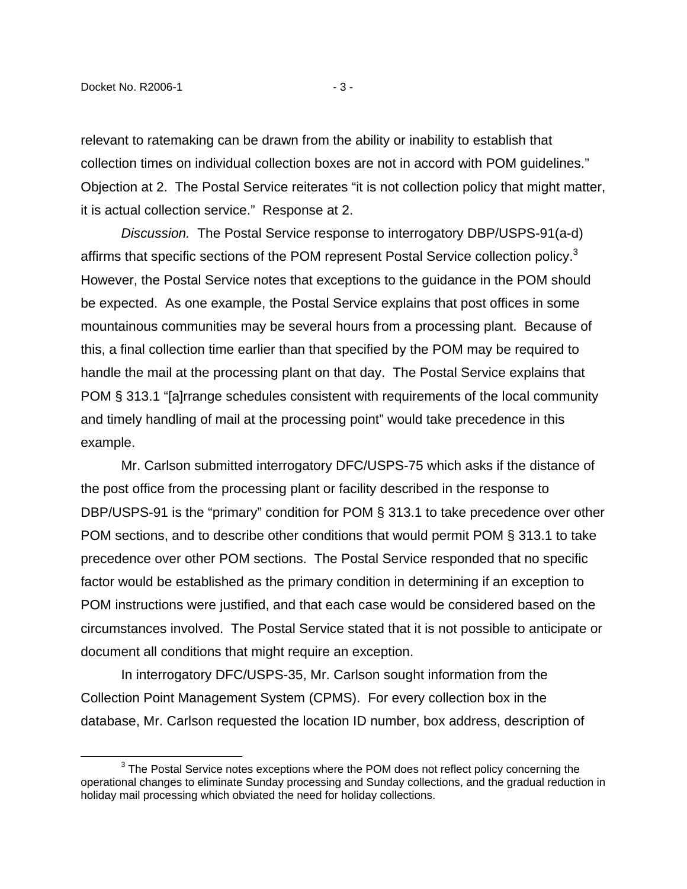relevant to ratemaking can be drawn from the ability or inability to establish that collection times on individual collection boxes are not in accord with POM guidelines." Objection at 2. The Postal Service reiterates "it is not collection policy that might matter, it is actual collection service." Response at 2.

*Discussion.* The Postal Service response to interrogatory DBP/USPS-91(a-d) affirms that specific sections of the POM represent Postal Service collection policy.[3] However, the Postal Service notes that exceptions to the guidance in the POM should be expected. As one example, the Postal Service explains that post offices in some mountainous communities may be several hours from a processing plant. Because of this, a final collection time earlier than that specified by the POM may be required to handle the mail at the processing plant on that day. The Postal Service explains that POM § 313.1 "[a]rrange schedules consistent with requirements of the local community and timely handling of mail at the processing point" would take precedence in this example.

Mr. Carlson submitted interrogatory DFC/USPS-75 which asks if the distance of the post office from the processing plant or facility described in the response to DBP/USPS-91 is the "primary" condition for POM § 313.1 to take precedence over other POM sections, and to describe other conditions that would permit POM § 313.1 to take precedence over other POM sections. The Postal Service responded that no specific factor would be established as the primary condition in determining if an exception to POM instructions were justified, and that each case would be considered based on the circumstances involved. The Postal Service stated that it is not possible to anticipate or document all conditions that might require an exception.

In interrogatory DFC/USPS-35, Mr. Carlson sought information from the Collection Point Management System (CPMS). For every collection box in the database, Mr. Carlson requested the location ID number, box address, description of

[3] The Postal Service notes exceptions where the POM does not reflect policy concerning the operational changes to eliminate Sunday processing and Sunday collections, and the gradual reduction in holiday mail processing which obviated the need for holiday collections.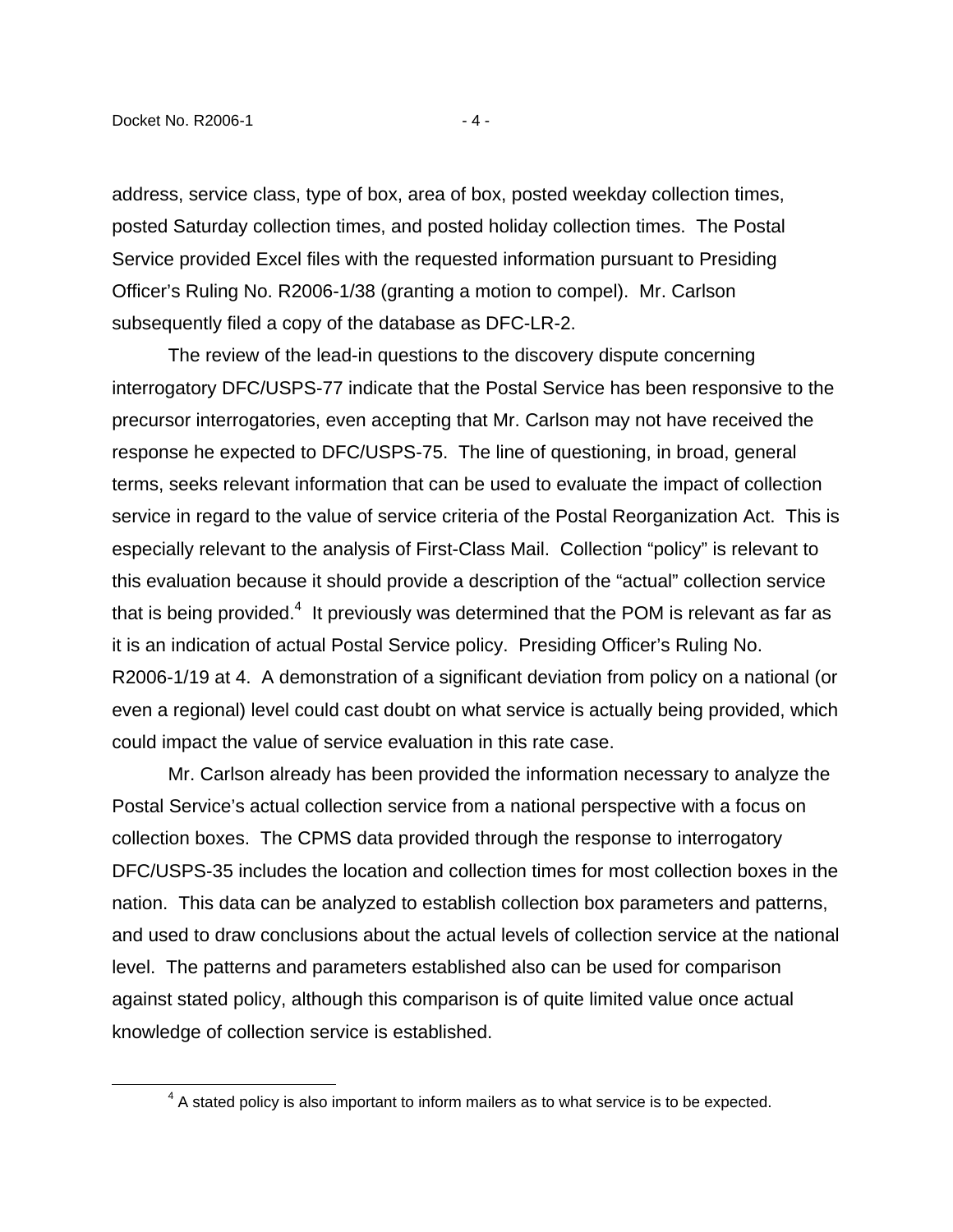address, service class, type of box, area of box, posted weekday collection times, posted Saturday collection times, and posted holiday collection times. The Postal Service provided Excel files with the requested information pursuant to Presiding Officer's Ruling No. R2006-1/38 (granting a motion to compel). Mr. Carlson subsequently filed a copy of the database as DFC-LR-2.

The review of the lead-in questions to the discovery dispute concerning interrogatory DFC/USPS-77 indicate that the Postal Service has been responsive to the precursor interrogatories, even accepting that Mr. Carlson may not have received the response he expected to DFC/USPS-75. The line of questioning, in broad, general terms, seeks relevant information that can be used to evaluate the impact of collection service in regard to the value of service criteria of the Postal Reorganization Act. This is especially relevant to the analysis of First-Class Mail. Collection "policy" is relevant to this evaluation because it should provide a description of the "actual" collection service that is being provided.[4] It previously was determined that the POM is relevant as far as it is an indication of actual Postal Service policy. Presiding Officer's Ruling No. R2006-1/19 at 4. A demonstration of a significant deviation from policy on a national (or even a regional) level could cast doubt on what service is actually being provided, which could impact the value of service evaluation in this rate case.

Mr. Carlson already has been provided the information necessary to analyze the Postal Service's actual collection service from a national perspective with a focus on collection boxes. The CPMS data provided through the response to interrogatory DFC/USPS-35 includes the location and collection times for most collection boxes in the nation. This data can be analyzed to establish collection box parameters and patterns, and used to draw conclusions about the actual levels of collection service at the national level. The patterns and parameters established also can be used for comparison against stated policy, although this comparison is of quite limited value once actual knowledge of collection service is established.

[4] A stated policy is also important to inform mailers as to what service is to be expected.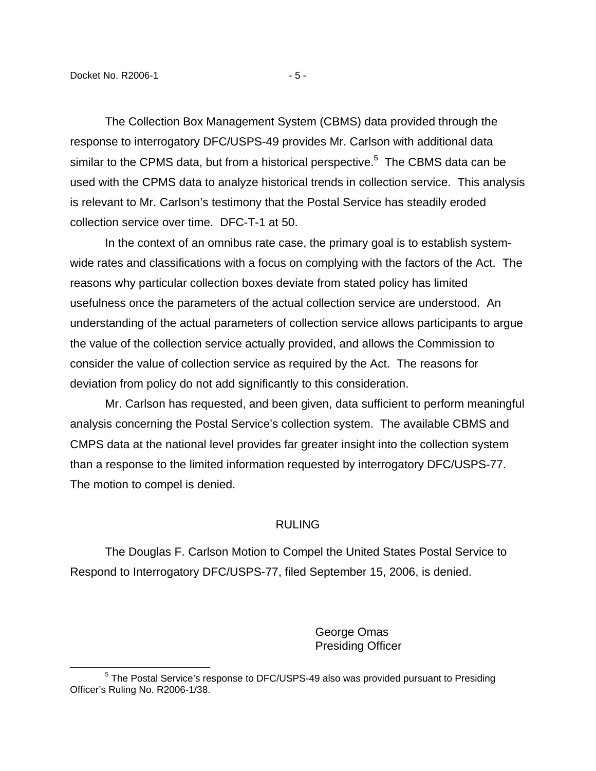The Collection Box Management System (CBMS) data provided through the response to interrogatory DFC/USPS-49 provides Mr. Carlson with additional data similar to the CPMS data, but from a historical perspective.[5] The CBMS data can be used with the CPMS data to analyze historical trends in collection service. This analysis is relevant to Mr. Carlson's testimony that the Postal Service has steadily eroded collection service over time. DFC-T-1 at 50.

In the context of an omnibus rate case, the primary goal is to establish system-wide rates and classifications with a focus on complying with the factors of the Act. The reasons why particular collection boxes deviate from stated policy has limited usefulness once the parameters of the actual collection service are understood. An understanding of the actual parameters of collection service allows participants to argue the value of the collection service actually provided, and allows the Commission to consider the value of collection service as required by the Act. The reasons for deviation from policy do not add significantly to this consideration.

Mr. Carlson has requested, and been given, data sufficient to perform meaningful analysis concerning the Postal Service's collection system. The available CBMS and CMPS data at the national level provides far greater insight into the collection system than a response to the limited information requested by interrogatory DFC/USPS-77. The motion to compel is denied.

## RULING

The Douglas F. Carlson Motion to Compel the United States Postal Service to Respond to Interrogatory DFC/USPS-77, filed September 15, 2006, is denied.

George Omas
Presiding Officer

[5] The Postal Service's response to DFC/USPS-49 also was provided pursuant to Presiding Officer's Ruling No. R2006-1/38.